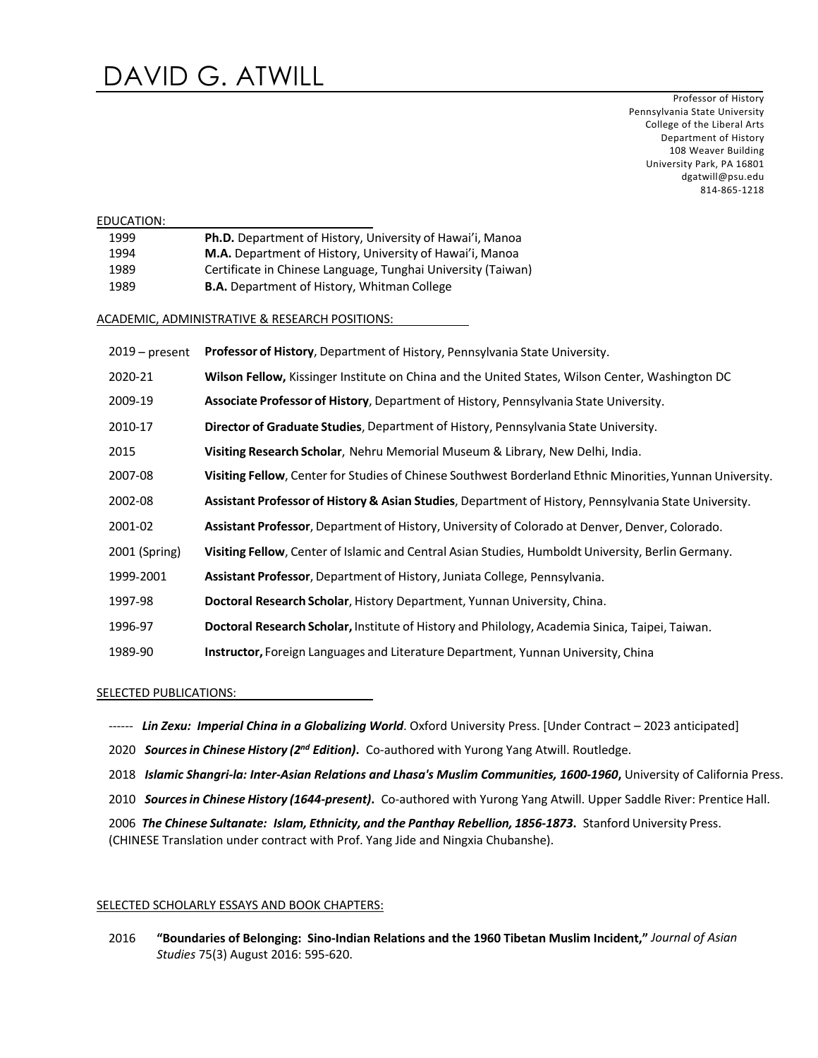# DAVID G. ATWILL

Professor of History
Pennsylvania State University
College of the Liberal Arts
Department of History
108 Weaver Building
University Park, PA 16801
dgatwill@psu.edu
814-865-1218

## EDUCATION:

| | |
|---|---|
| 1999 | **Ph.D.** Department of History, University of Hawai'i, Manoa |
| 1994 | **M.A.** Department of History, University of Hawai'i, Manoa |
| 1989 | Certificate in Chinese Language, Tunghai University (Taiwan) |
| 1989 | **B.A.** Department of History, Whitman College |

## ACADEMIC, ADMINISTRATIVE & RESEARCH POSITIONS:

| | |
|---|---|
| 2019 – present | **Professor of History**, Department of History, Pennsylvania State University. |
| 2020-21 | **Wilson Fellow,** Kissinger Institute on China and the United States, Wilson Center, Washington DC |
| 2009-19 | **Associate Professor of History**, Department of History, Pennsylvania State University. |
| 2010-17 | **Director of Graduate Studies**, Department of History, Pennsylvania State University. |
| 2015 | **Visiting Research Scholar**, Nehru Memorial Museum & Library, New Delhi, India. |
| 2007-08 | **Visiting Fellow**, Center for Studies of Chinese Southwest Borderland Ethnic Minorities, Yunnan University. |
| 2002-08 | **Assistant Professor of History & Asian Studies**, Department of History, Pennsylvania State University. |
| 2001-02 | **Assistant Professor**, Department of History, University of Colorado at Denver, Denver, Colorado. |
| 2001 (Spring) | **Visiting Fellow**, Center of Islamic and Central Asian Studies, Humboldt University, Berlin Germany. |
| 1999-2001 | **Assistant Professor**, Department of History, Juniata College, Pennsylvania. |
| 1997-98 | **Doctoral Research Scholar**, History Department, Yunnan University, China. |
| 1996-97 | **Doctoral Research Scholar,** Institute of History and Philology, Academia Sinica, Taipei, Taiwan. |
| 1989-90 | **Instructor,** Foreign Languages and Literature Department, Yunnan University, China |

## SELECTED PUBLICATIONS:

------ ***Lin Zexu: Imperial China in a Globalizing World***. Oxford University Press. [Under Contract – 2023 anticipated]

2020 ***Sources in Chinese History (2nd Edition)*.** Co-authored with Yurong Yang Atwill. Routledge.

2018 ***Islamic Shangri-la: Inter-Asian Relations and Lhasa's Muslim Communities, 1600-1960*,** University of California Press.

2010 ***Sources in Chinese History (1644-present)*.** Co-authored with Yurong Yang Atwill. Upper Saddle River: Prentice Hall.

2006 ***The Chinese Sultanate: Islam, Ethnicity, and the Panthay Rebellion, 1856-1873*.** Stanford University Press. (CHINESE Translation under contract with Prof. Yang Jide and Ningxia Chubanshe).

## SELECTED SCHOLARLY ESSAYS AND BOOK CHAPTERS:

2016 **"Boundaries of Belonging: Sino-Indian Relations and the 1960 Tibetan Muslim Incident,"** *Journal of Asian Studies* 75(3) August 2016: 595-620.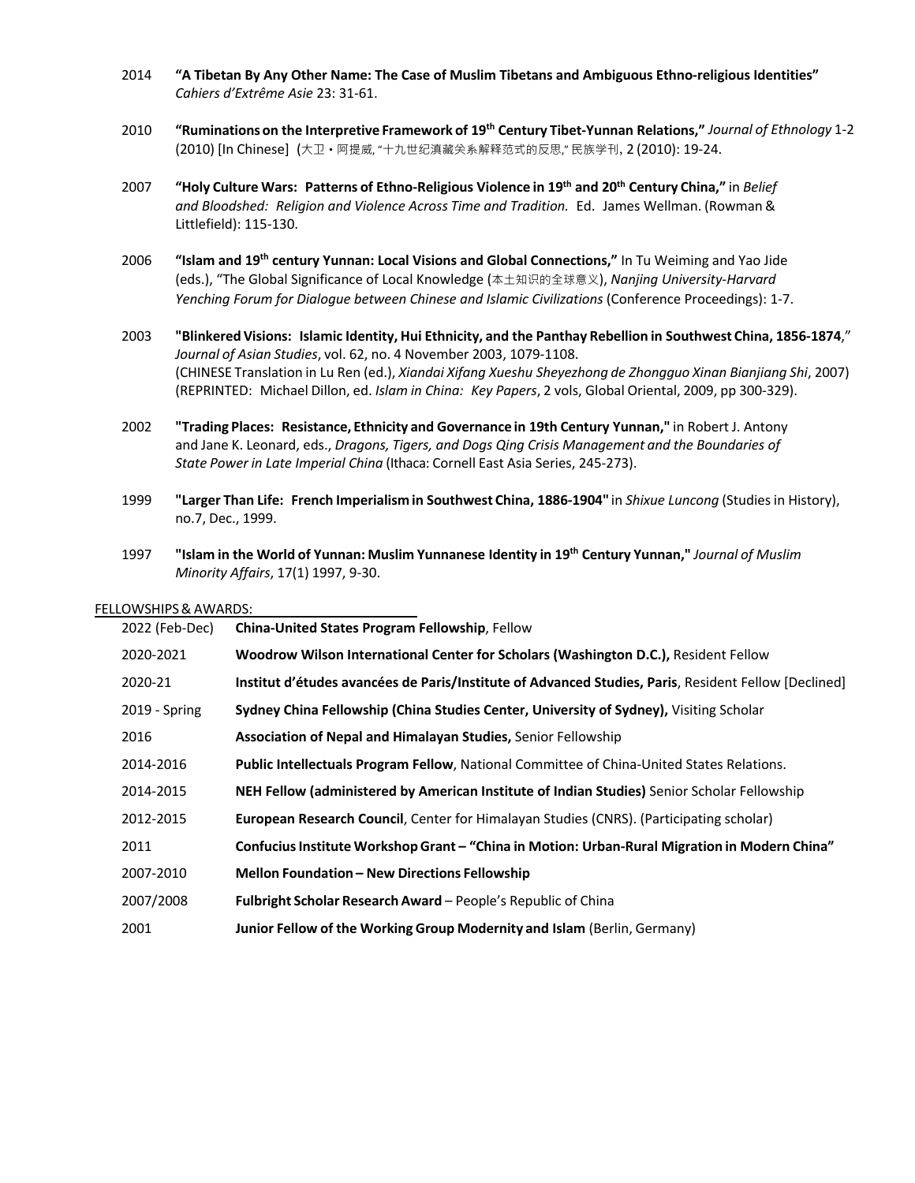2014 **"A Tibetan By Any Other Name: The Case of Muslim Tibetans and Ambiguous Ethno-religious Identities"** *Cahiers d'Extrême Asie* 23: 31-61.

2010 **"Ruminations on the Interpretive Framework of 19th Century Tibet-Yunnan Relations,"** *Journal of Ethnology* 1-2 (2010) [In Chinese] (大卫・阿提威, "十九世纪滇藏关系解释范式的反思," 民族学刊, 2 (2010): 19-24.

2007 **"Holy Culture Wars: Patterns of Ethno-Religious Violence in 19th and 20th Century China,"** in *Belief and Bloodshed: Religion and Violence Across Time and Tradition.* Ed. James Wellman. (Rowman & Littlefield): 115-130.

2006 **"Islam and 19th century Yunnan: Local Visions and Global Connections,"** In Tu Weiming and Yao Jide (eds.), "The Global Significance of Local Knowledge (本土知识的全球意义), *Nanjing University-Harvard Yenching Forum for Dialogue between Chinese and Islamic Civilizations* (Conference Proceedings): 1-7.

2003 **"Blinkered Visions: Islamic Identity, Hui Ethnicity, and the Panthay Rebellion in Southwest China, 1856-1874**," *Journal of Asian Studies*, vol. 62, no. 4 November 2003, 1079-1108.
(CHINESE Translation in Lu Ren (ed.), *Xiandai Xifang Xueshu Sheyezhong de Zhongguo Xinan Bianjiang Shi*, 2007)
(REPRINTED: Michael Dillon, ed. *Islam in China: Key Papers*, 2 vols, Global Oriental, 2009, pp 300-329).

2002 **"Trading Places: Resistance, Ethnicity and Governance in 19th Century Yunnan,"** in Robert J. Antony and Jane K. Leonard, eds., *Dragons, Tigers, and Dogs Qing Crisis Management and the Boundaries of State Power in Late Imperial China* (Ithaca: Cornell East Asia Series, 245-273).

1999 **"Larger Than Life: French Imperialism in Southwest China, 1886-1904"** in *Shixue Luncong* (Studies in History), no.7, Dec., 1999.

1997 **"Islam in the World of Yunnan: Muslim Yunnanese Identity in 19th Century Yunnan,"** *Journal of Muslim Minority Affairs*, 17(1) 1997, 9-30.

FELLOWSHIPS & AWARDS:

| | |
|---|---|
| 2022 (Feb-Dec) | **China-United States Program Fellowship**, Fellow |
| 2020-2021 | **Woodrow Wilson International Center for Scholars (Washington D.C.),** Resident Fellow |
| 2020-21 | **Institut d'études avancées de Paris/Institute of Advanced Studies, Paris**, Resident Fellow [Declined] |
| 2019 - Spring | **Sydney China Fellowship (China Studies Center, University of Sydney),** Visiting Scholar |
| 2016 | **Association of Nepal and Himalayan Studies,** Senior Fellowship |
| 2014-2016 | **Public Intellectuals Program Fellow**, National Committee of China-United States Relations. |
| 2014-2015 | **NEH Fellow (administered by American Institute of Indian Studies)** Senior Scholar Fellowship |
| 2012-2015 | **European Research Council**, Center for Himalayan Studies (CNRS). (Participating scholar) |
| 2011 | **Confucius Institute Workshop Grant – "China in Motion: Urban-Rural Migration in Modern China"** |
| 2007-2010 | **Mellon Foundation – New Directions Fellowship** |
| 2007/2008 | **Fulbright Scholar Research Award** – People's Republic of China |
| 2001 | **Junior Fellow of the Working Group Modernity and Islam** (Berlin, Germany) |